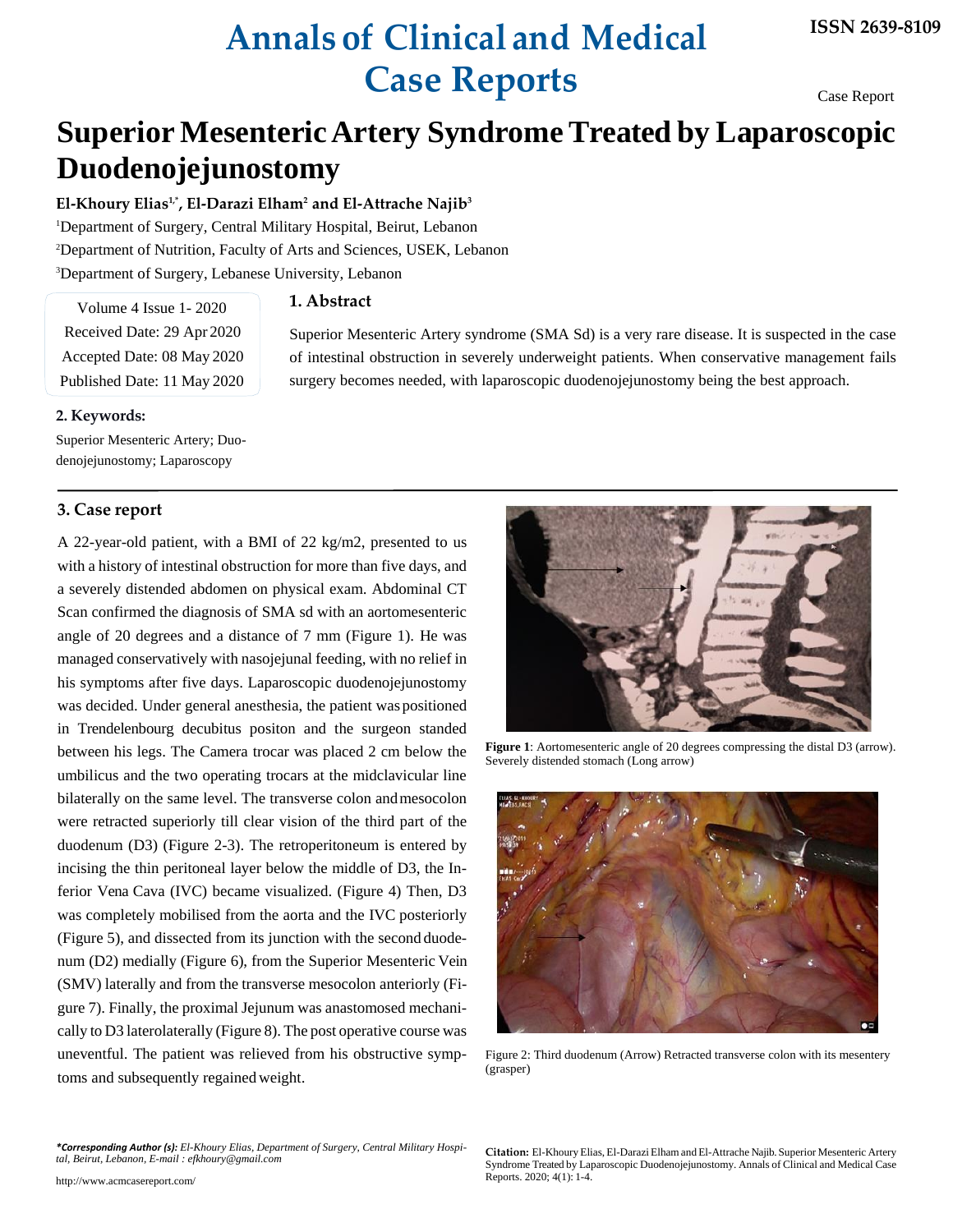# Superior Mesenteric Artery Syndrome Treated by Laparoscopic Duodenojejunostomy

**El-Khoury Elias[1,*], El-Darazi Elham[2] and El-Attrache Najib[3]**

[1]Department of Surgery, Central Military Hospital, Beirut, Lebanon

[2]Department of Nutrition, Faculty of Arts and Sciences, USEK, Lebanon

[3]Department of Surgery, Lebanese University, Lebanon

Volume 4 Issue 1- 2020
Received Date: 29 Apr 2020
Accepted Date: 08 May 2020
Published Date: 11 May 2020

## 1. Abstract

Superior Mesenteric Artery syndrome (SMA Sd) is a very rare disease. It is suspected in the case of intestinal obstruction in severely underweight patients. When conservative management fails surgery becomes needed, with laparoscopic duodenojejunostomy being the best approach.

## 2. Keywords:

Superior Mesenteric Artery; Duodenojejunostomy; Laparoscopy

## 3. Case report

A 22-year-old patient, with a BMI of 22 kg/m2, presented to us with a history of intestinal obstruction for more than five days, and a severely distended abdomen on physical exam. Abdominal CT Scan confirmed the diagnosis of SMA sd with an aortomesenteric angle of 20 degrees and a distance of 7 mm (Figure 1). He was managed conservatively with nasojejunal feeding, with no relief in his symptoms after five days. Laparoscopic duodenojejunostomy was decided. Under general anesthesia, the patient was positioned in Trendelenbourg decubitus positon and the surgeon standed between his legs. The Camera trocar was placed 2 cm below the umbilicus and the two operating trocars at the midclavicular line bilaterally on the same level. The transverse colon and mesocolon were retracted superiorly till clear vision of the third part of the duodenum (D3) (Figure 2-3). The retroperitoneum is entered by incising the thin peritoneal layer below the middle of D3, the Inferior Vena Cava (IVC) became visualized. (Figure 4) Then, D3 was completely mobilised from the aorta and the IVC posteriorly (Figure 5), and dissected from its junction with the second duodenum (D2) medially (Figure 6), from the Superior Mesenteric Vein (SMV) laterally and from the transverse mesocolon anteriorly (Figure 7). Finally, the proximal Jejunum was anastomosed mechanically to D3 laterolaterally (Figure 8). The post operative course was uneventful. The patient was relieved from his obstructive symptoms and subsequently regained weight.

**Figure 1**: Aortomesenteric angle of 20 degrees compressing the distal D3 (arrow). Severely distended stomach (Long arrow)

Figure 2: Third duodenum (Arrow) Retracted transverse colon with its mesentery (grasper)

***Corresponding Author (s):** El-Khoury Elias, Department of Surgery, Central Military Hospital, Beirut, Lebanon, E-mail : efkhoury@gmail.com*

**Citation:** El-Khoury Elias, El-Darazi Elham and El-Attrache Najib. Superior Mesenteric Artery Syndrome Treated by Laparoscopic Duodenojejunostomy. Annals of Clinical and Medical Case Reports. 2020; 4(1): 1-4.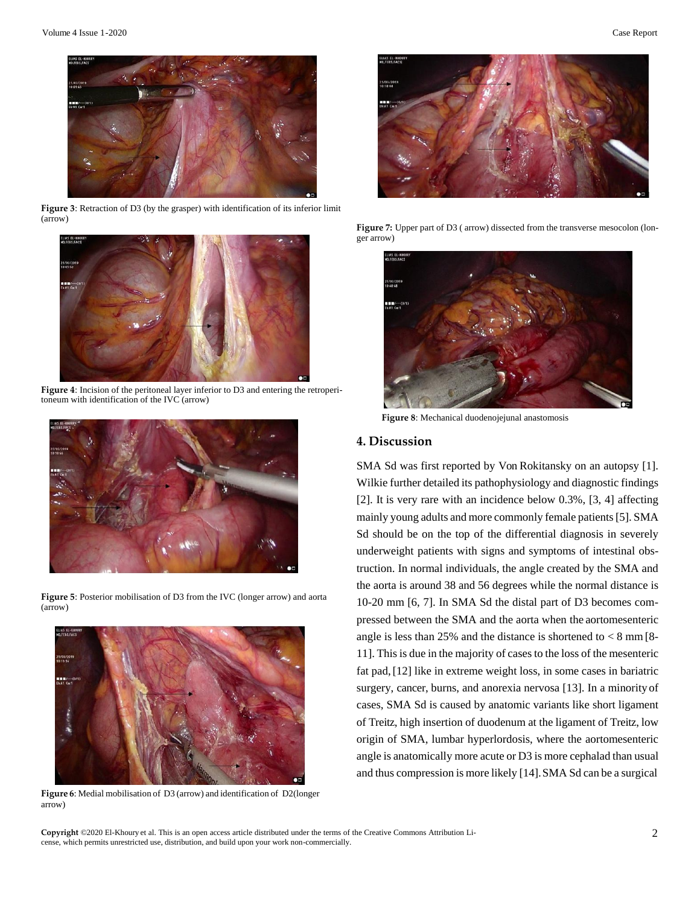**Figure 3**: Retraction of D3 (by the grasper) with identification of its inferior limit (arrow)

**Figure 4**: Incision of the peritoneal layer inferior to D3 and entering the retroperitoneum with identification of the IVC (arrow)

**Figure 5**: Posterior mobilisation of D3 from the IVC (longer arrow) and aorta (arrow)

**Figure 6**: Medial mobilisation of D3 (arrow) and identification of D2(longer arrow)

**Figure 7:** Upper part of D3 ( arrow) dissected from the transverse mesocolon (longer arrow)

**Figure 8**: Mechanical duodenojejunal anastomosis

## 4. Discussion

SMA Sd was first reported by Von Rokitansky on an autopsy [1]. Wilkie further detailed its pathophysiology and diagnostic findings [2]. It is very rare with an incidence below 0.3%, [3, 4] affecting mainly young adults and more commonly female patients [5]. SMA Sd should be on the top of the differential diagnosis in severely underweight patients with signs and symptoms of intestinal obstruction. In normal individuals, the angle created by the SMA and the aorta is around 38 and 56 degrees while the normal distance is 10-20 mm [6, 7]. In SMA Sd the distal part of D3 becomes compressed between the SMA and the aorta when the aortomesenteric angle is less than 25% and the distance is shortened to < 8 mm [8-11]. This is due in the majority of cases to the loss of the mesenteric fat pad, [12] like in extreme weight loss, in some cases in bariatric surgery, cancer, burns, and anorexia nervosa [13]. In a minority of cases, SMA Sd is caused by anatomic variants like short ligament of Treitz, high insertion of duodenum at the ligament of Treitz, low origin of SMA, lumbar hyperlordosis, where the aortomesenteric angle is anatomically more acute or D3 is more cephalad than usual and thus compression is more likely [14]. SMA Sd can be a surgical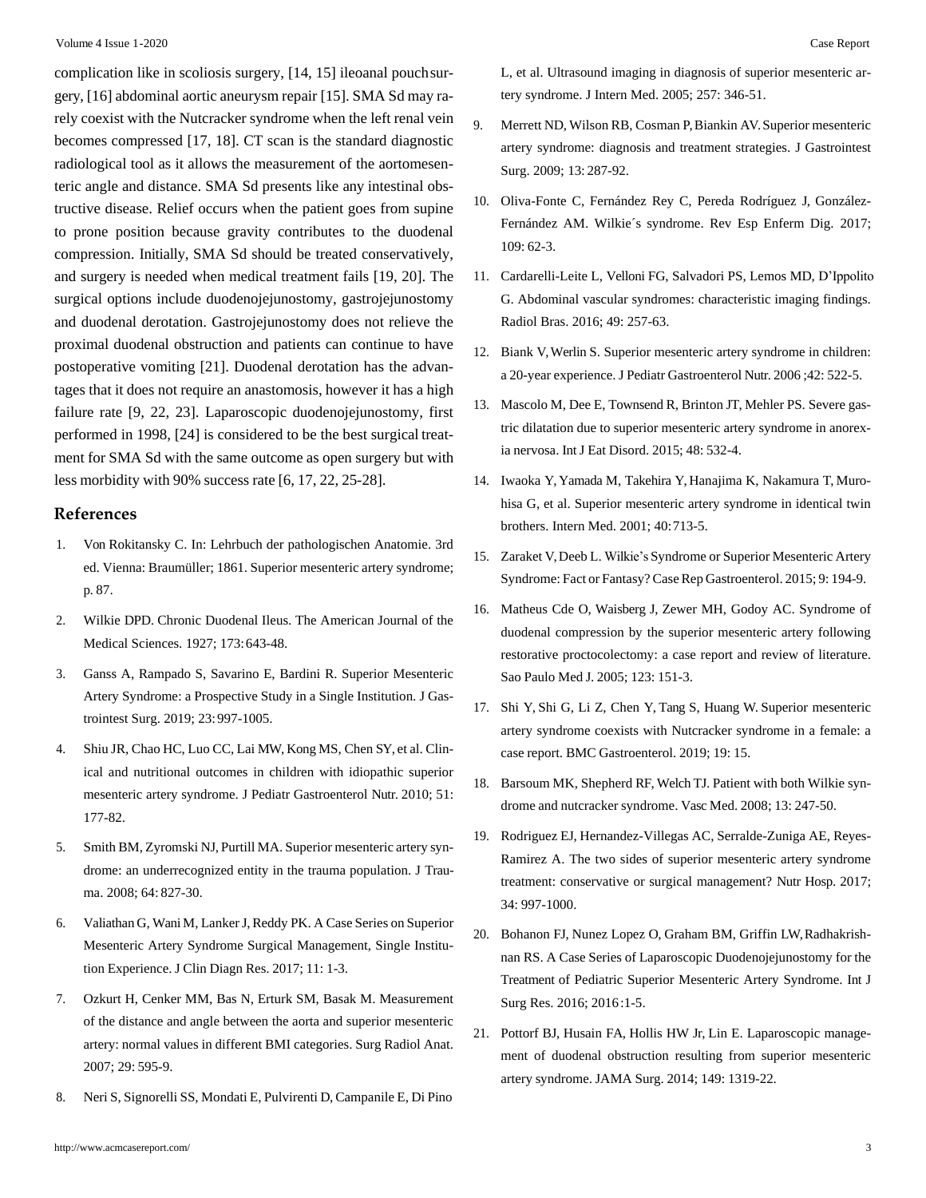complication like in scoliosis surgery, [14, 15] ileoanal pouch surgery, [16] abdominal aortic aneurysm repair [15]. SMA Sd may rarely coexist with the Nutcracker syndrome when the left renal vein becomes compressed [17, 18]. CT scan is the standard diagnostic radiological tool as it allows the measurement of the aortomesenteric angle and distance. SMA Sd presents like any intestinal obstructive disease. Relief occurs when the patient goes from supine to prone position because gravity contributes to the duodenal compression. Initially, SMA Sd should be treated conservatively, and surgery is needed when medical treatment fails [19, 20]. The surgical options include duodenojejunostomy, gastrojejunostomy and duodenal derotation. Gastrojejunostomy does not relieve the proximal duodenal obstruction and patients can continue to have postoperative vomiting [21]. Duodenal derotation has the advantages that it does not require an anastomosis, however it has a high failure rate [9, 22, 23]. Laparoscopic duodenojejunostomy, first performed in 1998, [24] is considered to be the best surgical treatment for SMA Sd with the same outcome as open surgery but with less morbidity with 90% success rate [6, 17, 22, 25-28].

## References

1. Von Rokitansky C. In: Lehrbuch der pathologischen Anatomie. 3rd ed. Vienna: Braumüller; 1861. Superior mesenteric artery syndrome; p. 87.
2. Wilkie DPD. Chronic Duodenal Ileus. The American Journal of the Medical Sciences. 1927; 173: 643-48.
3. Ganss A, Rampado S, Savarino E, Bardini R. Superior Mesenteric Artery Syndrome: a Prospective Study in a Single Institution. J Gastrointest Surg. 2019; 23: 997-1005.
4. Shiu JR, Chao HC, Luo CC, Lai MW, Kong MS, Chen SY, et al. Clinical and nutritional outcomes in children with idiopathic superior mesenteric artery syndrome. J Pediatr Gastroenterol Nutr. 2010; 51: 177-82.
5. Smith BM, Zyromski NJ, Purtill MA. Superior mesenteric artery syndrome: an underrecognized entity in the trauma population. J Trauma. 2008; 64: 827-30.
6. Valiathan G, Wani M, Lanker J, Reddy PK. A Case Series on Superior Mesenteric Artery Syndrome Surgical Management, Single Institution Experience. J Clin Diagn Res. 2017; 11: 1-3.
7. Ozkurt H, Cenker MM, Bas N, Erturk SM, Basak M. Measurement of the distance and angle between the aorta and superior mesenteric artery: normal values in different BMI categories. Surg Radiol Anat. 2007; 29: 595-9.
8. Neri S, Signorelli SS, Mondati E, Pulvirenti D, Campanile E, Di Pino L, et al. Ultrasound imaging in diagnosis of superior mesenteric artery syndrome. J Intern Med. 2005; 257: 346-51.
9. Merrett ND, Wilson RB, Cosman P, Biankin AV. Superior mesenteric artery syndrome: diagnosis and treatment strategies. J Gastrointest Surg. 2009; 13: 287-92.
10. Oliva-Fonte C, Fernández Rey C, Pereda Rodríguez J, González-Fernández AM. Wilkie´s syndrome. Rev Esp Enferm Dig. 2017; 109: 62-3.
11. Cardarelli-Leite L, Velloni FG, Salvadori PS, Lemos MD, D'Ippolito G. Abdominal vascular syndromes: characteristic imaging findings. Radiol Bras. 2016; 49: 257-63.
12. Biank V, Werlin S. Superior mesenteric artery syndrome in children: a 20-year experience. J Pediatr Gastroenterol Nutr. 2006 ;42: 522-5.
13. Mascolo M, Dee E, Townsend R, Brinton JT, Mehler PS. Severe gastric dilatation due to superior mesenteric artery syndrome in anorexia nervosa. Int J Eat Disord. 2015; 48: 532-4.
14. Iwaoka Y, Yamada M, Takehira Y, Hanajima K, Nakamura T, Murohisa G, et al. Superior mesenteric artery syndrome in identical twin brothers. Intern Med. 2001; 40: 713-5.
15. Zaraket V, Deeb L. Wilkie's Syndrome or Superior Mesenteric Artery Syndrome: Fact or Fantasy? Case Rep Gastroenterol. 2015; 9: 194-9.
16. Matheus Cde O, Waisberg J, Zewer MH, Godoy AC. Syndrome of duodenal compression by the superior mesenteric artery following restorative proctocolectomy: a case report and review of literature. Sao Paulo Med J. 2005; 123: 151-3.
17. Shi Y, Shi G, Li Z, Chen Y, Tang S, Huang W. Superior mesenteric artery syndrome coexists with Nutcracker syndrome in a female: a case report. BMC Gastroenterol. 2019; 19: 15.
18. Barsoum MK, Shepherd RF, Welch TJ. Patient with both Wilkie syndrome and nutcracker syndrome. Vasc Med. 2008; 13: 247-50.
19. Rodriguez EJ, Hernandez-Villegas AC, Serralde-Zuniga AE, Reyes-Ramirez A. The two sides of superior mesenteric artery syndrome treatment: conservative or surgical management? Nutr Hosp. 2017; 34: 997-1000.
20. Bohanon FJ, Nunez Lopez O, Graham BM, Griffin LW, Radhakrishnan RS. A Case Series of Laparoscopic Duodenojejunostomy for the Treatment of Pediatric Superior Mesenteric Artery Syndrome. Int J Surg Res. 2016; 2016 :1-5.
21. Pottorf BJ, Husain FA, Hollis HW Jr, Lin E. Laparoscopic management of duodenal obstruction resulting from superior mesenteric artery syndrome. JAMA Surg. 2014; 149: 1319-22.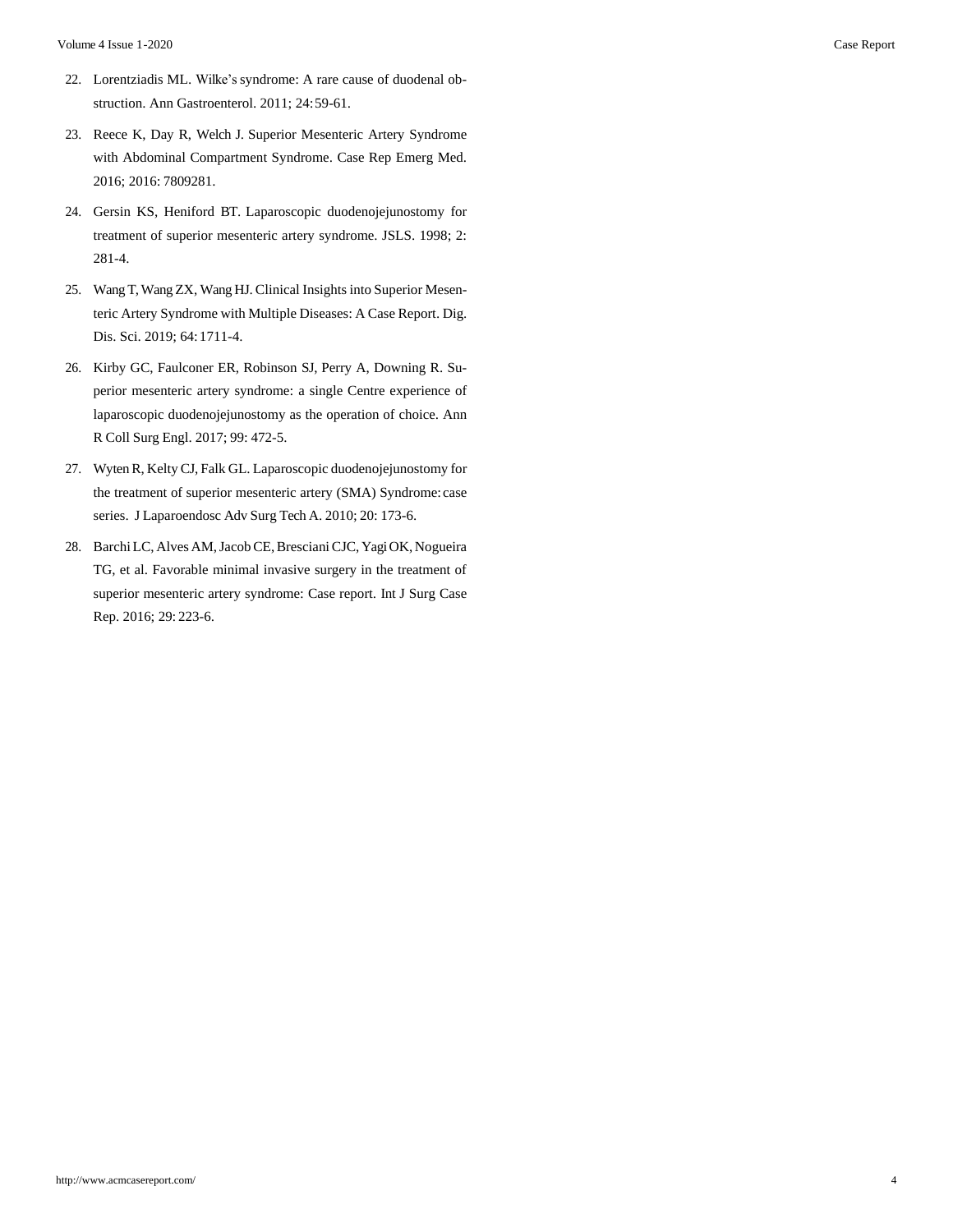22. Lorentziadis ML. Wilke's syndrome: A rare cause of duodenal obstruction. Ann Gastroenterol. 2011; 24: 59-61.

23. Reece K, Day R, Welch J. Superior Mesenteric Artery Syndrome with Abdominal Compartment Syndrome. Case Rep Emerg Med. 2016; 2016: 7809281.

24. Gersin KS, Heniford BT. Laparoscopic duodenojejunostomy for treatment of superior mesenteric artery syndrome. JSLS. 1998; 2: 281-4.

25. Wang T, Wang ZX, Wang HJ. Clinical Insights into Superior Mesenteric Artery Syndrome with Multiple Diseases: A Case Report. Dig. Dis. Sci. 2019; 64: 1711-4.

26. Kirby GC, Faulconer ER, Robinson SJ, Perry A, Downing R. Superior mesenteric artery syndrome: a single Centre experience of laparoscopic duodenojejunostomy as the operation of choice. Ann R Coll Surg Engl. 2017; 99: 472-5.

27. Wyten R, Kelty CJ, Falk GL. Laparoscopic duodenojejunostomy for the treatment of superior mesenteric artery (SMA) Syndrome: case series. J Laparoendosc Adv Surg Tech A. 2010; 20: 173-6.

28. Barchi LC, Alves AM, Jacob CE, Bresciani CJC, Yagi OK, Nogueira TG, et al. Favorable minimal invasive surgery in the treatment of superior mesenteric artery syndrome: Case report. Int J Surg Case Rep. 2016; 29: 223-6.